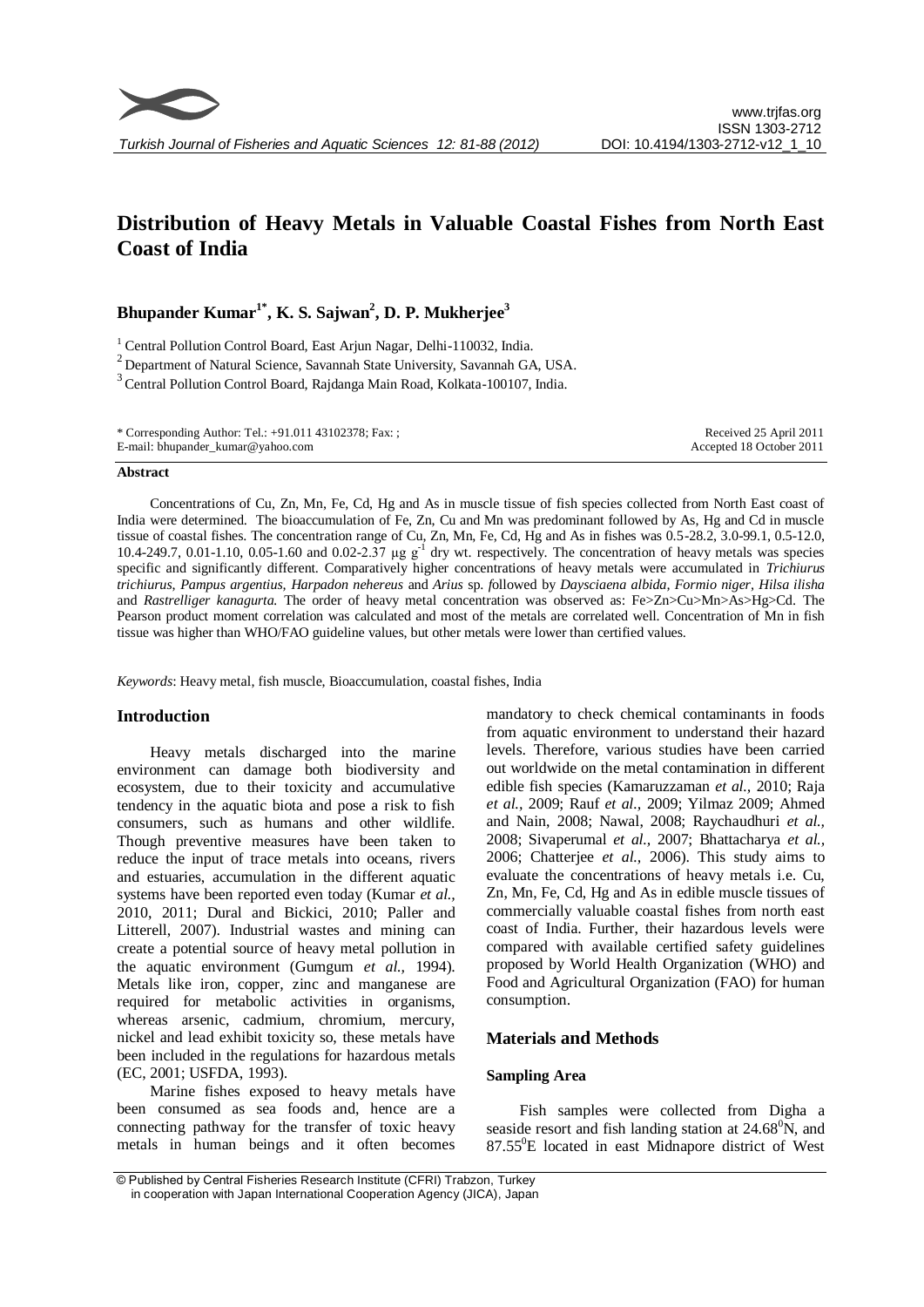# Distribution of Heavy Metals in Valuable Coastal Fishes from North East Coast of India

**Bhupander Kumar[1*], K. S. Sajwan[2], D. P. Mukherjee[3]**

[1] Central Pollution Control Board, East Arjun Nagar, Delhi-110032, India.

[2] Department of Natural Science, Savannah State University, Savannah GA, USA.

[3] Central Pollution Control Board, Rajdanga Main Road, Kolkata-100107, India.

\* Corresponding Author: Tel.: +91.011 43102378; Fax: ;
E-mail: bhupander_kumar@yahoo.com

Received 25 April 2011
Accepted 18 October 2011

## Abstract

Concentrations of Cu, Zn, Mn, Fe, Cd, Hg and As in muscle tissue of fish species collected from North East coast of India were determined. The bioaccumulation of Fe, Zn, Cu and Mn was predominant followed by As, Hg and Cd in muscle tissue of coastal fishes. The concentration range of Cu, Zn, Mn, Fe, Cd, Hg and As in fishes was 0.5-28.2, 3.0-99.1, 0.5-12.0, 10.4-249.7, 0.01-1.10, 0.05-1.60 and 0.02-2.37 µg $g^{-1}$ dry wt. respectively. The concentration of heavy metals was species specific and significantly different. Comparatively higher concentrations of heavy metals were accumulated in *Trichiurus trichiurus*, *Pampus argentius*, *Harpadon nehereus* and *Arius* sp. *f*ollowed by *Daysciaena albida, Formio niger, Hilsa ilisha* and *Rastrelliger kanagurta.* The order of heavy metal concentration was observed as: Fe>Zn>Cu>Mn>As>Hg>Cd. The Pearson product moment correlation was calculated and most of the metals are correlated well. Concentration of Mn in fish tissue was higher than WHO/FAO guideline values, but other metals were lower than certified values.

*Keywords*: Heavy metal, fish muscle, Bioaccumulation, coastal fishes, India

## Introduction

Heavy metals discharged into the marine environment can damage both biodiversity and ecosystem, due to their toxicity and accumulative tendency in the aquatic biota and pose a risk to fish consumers, such as humans and other wildlife. Though preventive measures have been taken to reduce the input of trace metals into oceans, rivers and estuaries, accumulation in the different aquatic systems have been reported even today (Kumar *et al.,* 2010, 2011; Dural and Bickici, 2010; Paller and Litterell, 2007). Industrial wastes and mining can create a potential source of heavy metal pollution in the aquatic environment (Gumgum *et al.,* 1994). Metals like iron, copper, zinc and manganese are required for metabolic activities in organisms, whereas arsenic, cadmium, chromium, mercury, nickel and lead exhibit toxicity so, these metals have been included in the regulations for hazardous metals (EC, 2001; USFDA, 1993).

Marine fishes exposed to heavy metals have been consumed as sea foods and, hence are a connecting pathway for the transfer of toxic heavy metals in human beings and it often becomes mandatory to check chemical contaminants in foods from aquatic environment to understand their hazard levels. Therefore, various studies have been carried out worldwide on the metal contamination in different edible fish species (Kamaruzzaman *et al.,* 2010; Raja *et al.,* 2009; Rauf *et al.,* 2009; Yilmaz 2009; Ahmed and Nain, 2008; Nawal, 2008; Raychaudhuri *et al.,* 2008; Sivaperumal *et al.,* 2007; Bhattacharya *et al.,* 2006; Chatterjee *et al.,* 2006). This study aims to evaluate the concentrations of heavy metals i.e. Cu, Zn, Mn, Fe, Cd, Hg and As in edible muscle tissues of commercially valuable coastal fishes from north east coast of India. Further, their hazardous levels were compared with available certified safety guidelines proposed by World Health Organization (WHO) and Food and Agricultural Organization (FAO) for human consumption.

## Materials and Methods

### Sampling Area

Fish samples were collected from Digha a seaside resort and fish landing station at 24.68$^0$N, and 87.55$^0$E located in east Midnapore district of West

© Published by Central Fisheries Research Institute (CFRI) Trabzon, Turkey in cooperation with Japan International Cooperation Agency (JICA), Japan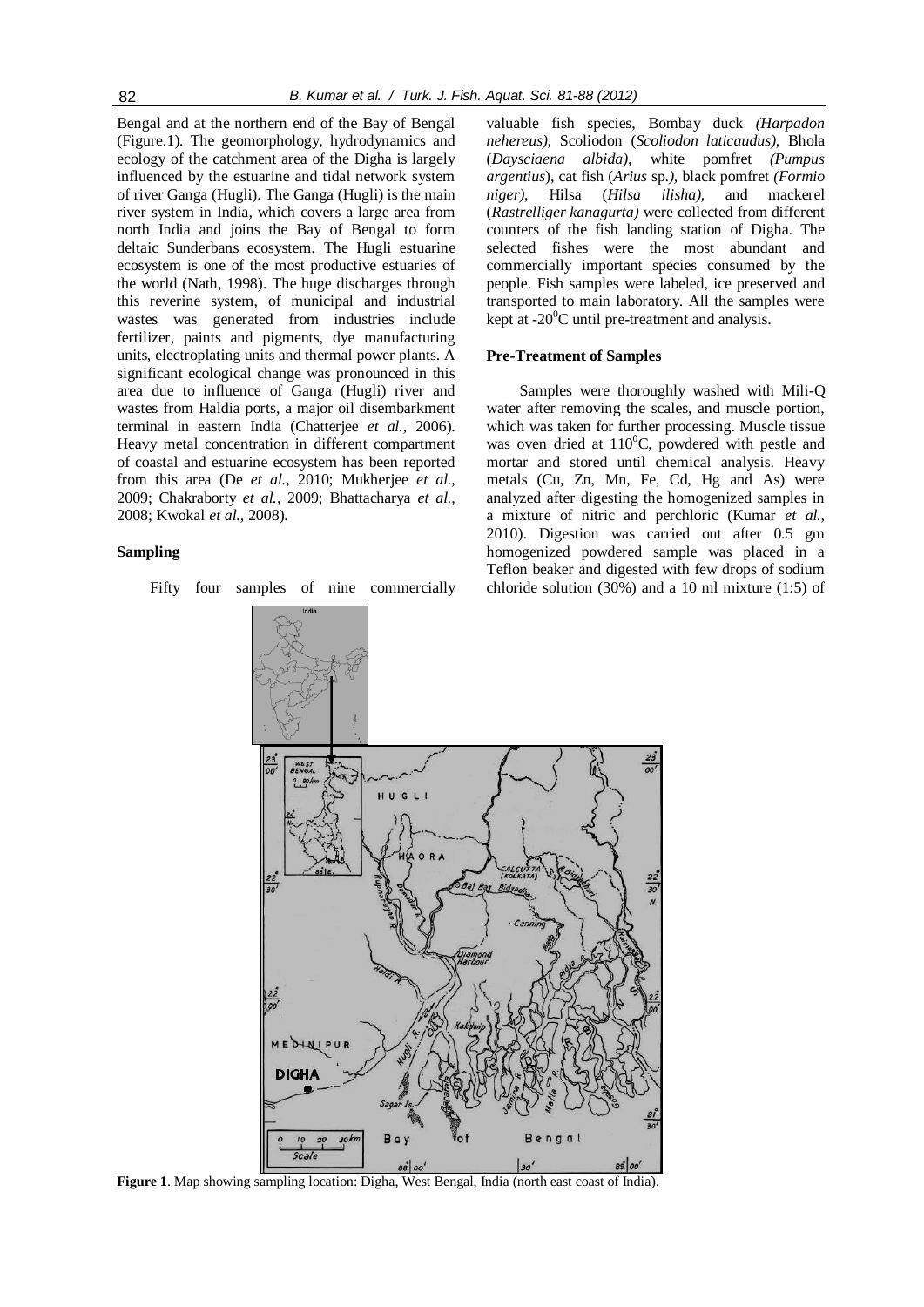Bengal and at the northern end of the Bay of Bengal (Figure.1). The geomorphology, hydrodynamics and ecology of the catchment area of the Digha is largely influenced by the estuarine and tidal network system of river Ganga (Hugli). The Ganga (Hugli) is the main river system in India, which covers a large area from north India and joins the Bay of Bengal to form deltaic Sunderbans ecosystem. The Hugli estuarine ecosystem is one of the most productive estuaries of the world (Nath, 1998). The huge discharges through this reverine system, of municipal and industrial wastes was generated from industries include fertilizer, paints and pigments, dye manufacturing units, electroplating units and thermal power plants. A significant ecological change was pronounced in this area due to influence of Ganga (Hugli) river and wastes from Haldia ports, a major oil disembarkment terminal in eastern India (Chatterjee *et al.,* 2006). Heavy metal concentration in different compartment of coastal and estuarine ecosystem has been reported from this area (De *et al.,* 2010; Mukherjee *et al.,* 2009; Chakraborty *et al.,* 2009; Bhattacharya *et al.,* 2008; Kwokal *et al.,* 2008).

### Sampling

Fifty four samples of nine commercially valuable fish species, Bombay duck *(Harpadon nehereus),* Scoliodon (*Scoliodon laticaudus),* Bhola (*Daysciaena albida),* white pomfret *(Pumpus argentius*), cat fish (*Arius* sp.*),* black pomfret *(Formio niger),* Hilsa (*Hilsa ilisha),* and mackerel (*Rastrelliger kanagurta)* were collected from different counters of the fish landing station of Digha. The selected fishes were the most abundant and commercially important species consumed by the people. Fish samples were labeled, ice preserved and transported to main laboratory. All the samples were kept at -20$^0$C until pre-treatment and analysis.

### Pre-Treatment of Samples

Samples were thoroughly washed with Mili-Q water after removing the scales, and muscle portion, which was taken for further processing. Muscle tissue was oven dried at 110$^0$C, powdered with pestle and mortar and stored until chemical analysis. Heavy metals (Cu, Zn, Mn, Fe, Cd, Hg and As) were analyzed after digesting the homogenized samples in a mixture of nitric and perchloric (Kumar *et al.,* 2010). Digestion was carried out after 0.5 gm homogenized powdered sample was placed in a Teflon beaker and digested with few drops of sodium chloride solution (30%) and a 10 ml mixture (1:5) of

**Figure 1**. Map showing sampling location: Digha, West Bengal, India (north east coast of India).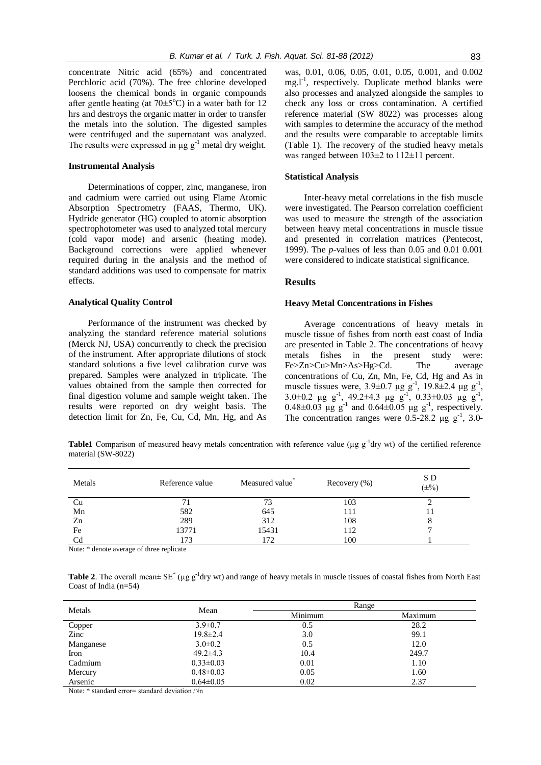concentrate Nitric acid (65%) and concentrated Perchloric acid (70%). The free chlorine developed loosens the chemical bonds in organic compounds after gentle heating (at 70±5°C) in a water bath for 12 hrs and destroys the organic matter in order to transfer the metals into the solution. The digested samples were centrifuged and the supernatant was analyzed. The results were expressed in μg g$^{-1}$ metal dry weight.

### Instrumental Analysis

Determinations of copper, zinc, manganese, iron and cadmium were carried out using Flame Atomic Absorption Spectrometry (FAAS, Thermo, UK). Hydride generator (HG) coupled to atomic absorption spectrophotometer was used to analyzed total mercury (cold vapor mode) and arsenic (heating mode). Background corrections were applied whenever required during in the analysis and the method of standard additions was used to compensate for matrix effects.

### Analytical Quality Control

Performance of the instrument was checked by analyzing the standard reference material solutions (Merck NJ, USA) concurrently to check the precision of the instrument. After appropriate dilutions of stock standard solutions a five level calibration curve was prepared. Samples were analyzed in triplicate. The values obtained from the sample then corrected for final digestion volume and sample weight taken. The results were reported on dry weight basis. The detection limit for Zn, Fe, Cu, Cd, Mn, Hg, and As was, 0.01, 0.06, 0.05, 0.01, 0.05, 0.001, and 0.002 mg.l$^{-1}$, respectively. Duplicate method blanks were also processes and analyzed alongside the samples to check any loss or cross contamination. A certified reference material (SW 8022) was processes along with samples to determine the accuracy of the method and the results were comparable to acceptable limits (Table 1). The recovery of the studied heavy metals was ranged between 103±2 to 112±11 percent.

### Statistical Analysis

Inter-heavy metal correlations in the fish muscle were investigated. The Pearson correlation coefficient was used to measure the strength of the association between heavy metal concentrations in muscle tissue and presented in correlation matrices (Pentecost, 1999). The *p*-values of less than 0.05 and 0.01 0.001 were considered to indicate statistical significance.

## Results

### Heavy Metal Concentrations in Fishes

Average concentrations of heavy metals in muscle tissue of fishes from north east coast of India are presented in Table 2. The concentrations of heavy metals fishes in the present study were: Fe>Zn>Cu>Mn>As>Hg>Cd. The average concentrations of Cu, Zn, Mn, Fe, Cd, Hg and As in muscle tissues were, 3.9±0.7 μg g$^{-1}$, 19.8±2.4 μg g$^{-1}$, 3.0±0.2 μg g$^{-1}$, 49.2±4.3 μg g$^{-1}$, 0.33±0.03 μg g$^{-1}$, 0.48±0.03 μg g$^{-1}$ and 0.64±0.05 μg g$^{-1}$, respectively. The concentration ranges were 0.5-28.2 μg g$^{-1}$, 3.0-

**Table1** Comparison of measured heavy metals concentration with reference value (μg g$^{-1}$dry wt) of the certified reference material (SW-8022)

| Metals | Reference value | Measured value* | Recovery (%) | S D (±%) |
|---|---|---|---|---|
| Cu | 71 | 73 | 103 | 2 |
| Mn | 582 | 645 | 111 | 11 |
| Zn | 289 | 312 | 108 | 8 |
| Fe | 13771 | 15431 | 112 | 7 |
| Cd | 173 | 172 | 100 | 1 |

Note: * denote average of three replicate

**Table 2**. The overall mean± SE* (μg g$^{-1}$dry wt) and range of heavy metals in muscle tissues of coastal fishes from North East Coast of India (n=54)

| Metals | Mean | Range | |
|---|---|---|---|
| | | Minimum | Maximum |
| Copper | 3.9±0.7 | 0.5 | 28.2 |
| Zinc | 19.8±2.4 | 3.0 | 99.1 |
| Manganese | 3.0±0.2 | 0.5 | 12.0 |
| Iron | 49.2±4.3 | 10.4 | 249.7 |
| Cadmium | 0.33±0.03 | 0.01 | 1.10 |
| Mercury | 0.48±0.03 | 0.05 | 1.60 |
| Arsenic | 0.64±0.05 | 0.02 | 2.37 |

Note: * standard error= standard deviation /√n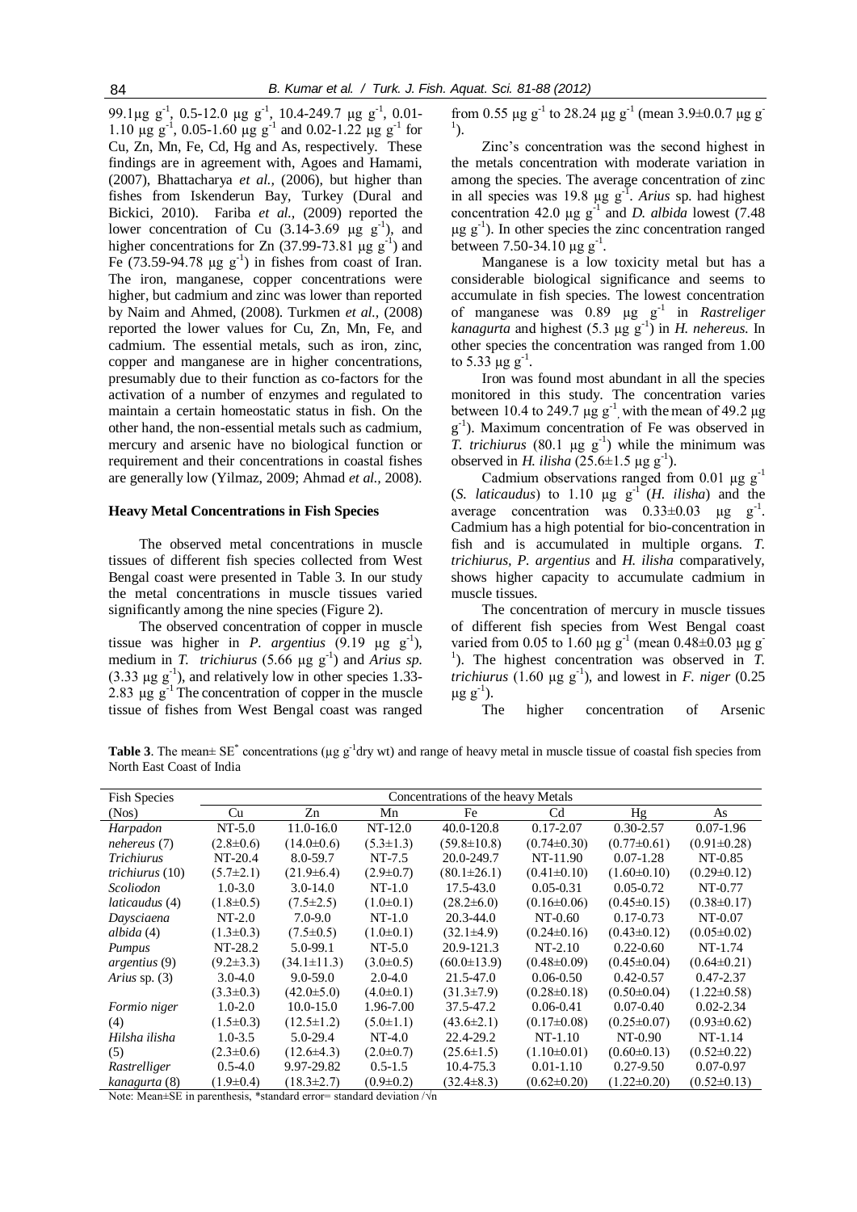99.1µg g$^{-1}$, 0.5-12.0 µg g$^{-1}$, 10.4-249.7 µg g$^{-1}$, 0.01-1.10 µg g$^{-1}$, 0.05-1.60 µg g$^{-1}$ and 0.02-1.22 µg g$^{-1}$ for Cu, Zn, Mn, Fe, Cd, Hg and As, respectively. These findings are in agreement with, Agoes and Hamami, (2007), Bhattacharya *et al.,* (2006), but higher than fishes from Iskenderun Bay, Turkey (Dural and Bickici, 2010). Fariba *et al.,* (2009) reported the lower concentration of Cu (3.14-3.69 µg g$^{-1}$), and higher concentrations for Zn (37.99-73.81 µg g$^{-1}$) and Fe (73.59-94.78 µg g$^{-1}$) in fishes from coast of Iran. The iron, manganese, copper concentrations were higher, but cadmium and zinc was lower than reported by Naim and Ahmed, (2008). Turkmen *et al.,* (2008) reported the lower values for Cu, Zn, Mn, Fe, and cadmium. The essential metals, such as iron, zinc, copper and manganese are in higher concentrations, presumably due to their function as co-factors for the activation of a number of enzymes and regulated to maintain a certain homeostatic status in fish. On the other hand, the non-essential metals such as cadmium, mercury and arsenic have no biological function or requirement and their concentrations in coastal fishes are generally low (Yilmaz, 2009; Ahmad *et al.,* 2008).

### Heavy Metal Concentrations in Fish Species

The observed metal concentrations in muscle tissues of different fish species collected from West Bengal coast were presented in Table 3. In our study the metal concentrations in muscle tissues varied significantly among the nine species (Figure 2).

The observed concentration of copper in muscle tissue was higher in *P. argentius* (9.19 µg g$^{-1}$), medium in *T. trichiurus* (5.66 µg g$^{-1}$) and *Arius sp.* (3.33 µg g$^{-1}$), and relatively low in other species 1.33-2.83 µg g$^{-1}$ The concentration of copper in the muscle tissue of fishes from West Bengal coast was ranged from 0.55 µg g$^{-1}$ to 28.24 µg g$^{-1}$ (mean 3.9±0.0.7 µg g$^{-1}$).

Zinc's concentration was the second highest in the metals concentration with moderate variation in among the species. The average concentration of zinc in all species was 19.8 µg g$^{-1}$. *Arius* sp. had highest concentration 42.0 µg g$^{-1}$ and *D. albida* lowest (7.48 µg g$^{-1}$). In other species the zinc concentration ranged between 7.50-34.10 µg g$^{-1}$.

Manganese is a low toxicity metal but has a considerable biological significance and seems to accumulate in fish species. The lowest concentration of manganese was 0.89 µg g$^{-1}$ in *Rastreliger kanagurta* and highest (5.3 µg g$^{-1}$) in *H. nehereus.* In other species the concentration was ranged from 1.00 to 5.33 µg g$^{-1}$.

Iron was found most abundant in all the species monitored in this study. The concentration varies between 10.4 to 249.7 µg g$^{-1}$, with the mean of 49.2 µg g$^{-1}$). Maximum concentration of Fe was observed in *T. trichiurus* (80.1 µg g$^{-1}$) while the minimum was observed in *H. ilisha* (25.6±1.5 µg g$^{-1}$).

Cadmium observations ranged from 0.01 µg g$^{-1}$ (*S. laticaudus*) to 1.10 µg g$^{-1}$ (*H. ilisha*) and the average concentration was 0.33±0.03 µg g$^{-1}$. Cadmium has a high potential for bio-concentration in fish and is accumulated in multiple organs. *T. trichiurus, P. argentius* and *H. ilisha* comparatively, shows higher capacity to accumulate cadmium in muscle tissues.

The concentration of mercury in muscle tissues of different fish species from West Bengal coast varied from 0.05 to 1.60 µg g$^{-1}$ (mean 0.48±0.03 µg g$^{-1}$). The highest concentration was observed in *T. trichiurus* (1.60 µg g$^{-1}$), and lowest in *F. niger* (0.25 µg g$^{-1}$).

The higher concentration of Arsenic

**Table 3**. The mean± SE* concentrations (µg g$^{-1}$dry wt) and range of heavy metal in muscle tissue of coastal fish species from North East Coast of India

| Fish Species (Nos) | Cu | Zn | Mn | Fe | Cd | Hg | As |
|---|---|---|---|---|---|---|---|
| *Harpadon nehereus* (7) | NT-5.0 (2.8±0.6) | 11.0-16.0 (14.0±0.6) | NT-12.0 (5.3±1.3) | 40.0-120.8 (59.8±10.8) | 0.17-2.07 (0.74±0.30) | 0.30-2.57 (0.77±0.61) | 0.07-1.96 (0.91±0.28) |
| *Trichiurus trichiurus* (10) | NT-20.4 (5.7±2.1) | 8.0-59.7 (21.9±6.4) | NT-7.5 (2.9±0.7) | 20.0-249.7 (80.1±26.1) | NT-11.90 (0.41±0.10) | 0.07-1.28 (1.60±0.10) | NT-0.85 (0.29±0.12) |
| *Scoliodon laticaudus* (4) | 1.0-3.0 (1.8±0.5) | 3.0-14.0 (7.5±2.5) | NT-1.0 (1.0±0.1) | 17.5-43.0 (28.2±6.0) | 0.05-0.31 (0.16±0.06) | 0.05-0.72 (0.45±0.15) | NT-0.77 (0.38±0.17) |
| *Daysciaena albida* (4) | NT-2.0 (1.3±0.3) | 7.0-9.0 (7.5±0.5) | NT-1.0 (1.0±0.1) | 20.3-44.0 (32.1±4.9) | NT-0.60 (0.24±0.16) | 0.17-0.73 (0.43±0.12) | NT-0.07 (0.05±0.02) |
| *Pumpus argentius* (9) | NT-28.2 (9.2±3.3) | 5.0-99.1 (34.1±11.3) | NT-5.0 (3.0±0.5) | 20.9-121.3 (60.0±13.9) | NT-2.10 (0.48±0.09) | 0.22-0.60 (0.45±0.04) | NT-1.74 (0.64±0.21) |
| *Arius* sp. (3) | 3.0-4.0 (3.3±0.3) | 9.0-59.0 (42.0±5.0) | 2.0-4.0 (4.0±0.1) | 21.5-47.0 (31.3±7.9) | 0.06-0.50 (0.28±0.18) | 0.42-0.57 (0.50±0.04) | 0.47-2.37 (1.22±0.58) |
| *Formio niger* (4) | 1.0-2.0 (1.5±0.3) | 10.0-15.0 (12.5±1.2) | 1.96-7.00 (5.0±1.1) | 37.5-47.2 (43.6±2.1) | 0.06-0.41 (0.17±0.08) | 0.07-0.40 (0.25±0.07) | 0.02-2.34 (0.93±0.62) |
| *Hilsha ilisha* (5) | 1.0-3.5 (2.3±0.6) | 5.0-29.4 (12.6±4.3) | NT-4.0 (2.0±0.7) | 22.4-29.2 (25.6±1.5) | NT-1.10 (1.10±0.01) | NT-0.90 (0.60±0.13) | NT-1.14 (0.52±0.22) |
| *Rastrelliger kanagurta* (8) | 0.5-4.0 (1.9±0.4) | 9.97-29.82 (18.3±2.7) | 0.5-1.5 (0.9±0.2) | 10.4-75.3 (32.4±8.3) | 0.01-1.10 (0.62±0.20) | 0.27-9.50 (1.22±0.20) | 0.07-0.97 (0.52±0.13) |

Note: Mean±SE in parenthesis, *standard error= standard deviation /√n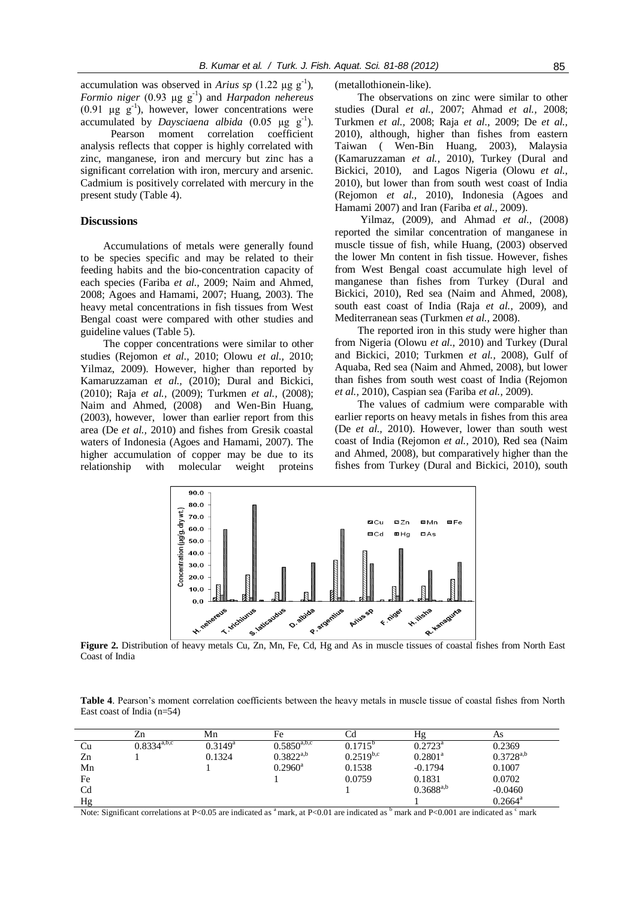accumulation was observed in *Arius sp* (1.22 $\mu g\ g^{-1}$), *Formio niger* (0.93 $\mu g\ g^{-1}$) and *Harpadon nehereus* (0.91 $\mu g\ g^{-1}$), however, lower concentrations were accumulated by *Daysciaena albida* (0.05 $\mu g\ g^{-1}$).

Pearson moment correlation coefficient analysis reflects that copper is highly correlated with zinc, manganese, iron and mercury but zinc has a significant correlation with iron, mercury and arsenic. Cadmium is positively correlated with mercury in the present study (Table 4).

## Discussions

Accumulations of metals were generally found to be species specific and may be related to their feeding habits and the bio-concentration capacity of each species (Fariba *et al.,* 2009; Naim and Ahmed, 2008; Agoes and Hamami, 2007; Huang, 2003). The heavy metal concentrations in fish tissues from West Bengal coast were compared with other studies and guideline values (Table 5).

The copper concentrations were similar to other studies (Rejomon *et al.,* 2010; Olowu *et al.,* 2010; Yilmaz, 2009). However, higher than reported by Kamaruzzaman *et al.,* (2010); Dural and Bickici, (2010); Raja *et al.,* (2009); Turkmen *et al.,* (2008); Naim and Ahmed, (2008) and Wen-Bin Huang, (2003), however, lower than earlier report from this area (De *et al.,* 2010) and fishes from Gresik coastal waters of Indonesia (Agoes and Hamami, 2007). The higher accumulation of copper may be due to its relationship with molecular weight proteins (metallothionein-like).

The observations on zinc were similar to other studies (Dural *et al.,* 2007; Ahmad *et al.,* 2008; Turkmen *et al.,* 2008; Raja *et al.,* 2009; De *et al.,* 2010), although, higher than fishes from eastern Taiwan ( Wen-Bin Huang, 2003), Malaysia (Kamaruzzaman *et al.,* 2010), Turkey (Dural and Bickici, 2010), and Lagos Nigeria (Olowu *et al.,* 2010), but lower than from south west coast of India (Rejomon *et al.,* 2010), Indonesia (Agoes and Hamami 2007) and Iran (Fariba *et al.,* 2009).

Yilmaz, (2009), and Ahmad *et al.,* (2008) reported the similar concentration of manganese in muscle tissue of fish, while Huang, (2003) observed the lower Mn content in fish tissue. However, fishes from West Bengal coast accumulate high level of manganese than fishes from Turkey (Dural and Bickici, 2010), Red sea (Naim and Ahmed, 2008), south east coast of India (Raja *et al.,* 2009), and Mediterranean seas (Turkmen *et al.,* 2008).

The reported iron in this study were higher than from Nigeria (Olowu *et al.,* 2010) and Turkey (Dural and Bickici, 2010; Turkmen *et al.,* 2008), Gulf of Aquaba, Red sea (Naim and Ahmed, 2008), but lower than fishes from south west coast of India (Rejomon *et al.,* 2010), Caspian sea (Fariba *et al.,* 2009).

The values of cadmium were comparable with earlier reports on heavy metals in fishes from this area (De *et al.,* 2010). However, lower than south west coast of India (Rejomon *et al.,* 2010), Red sea (Naim and Ahmed, 2008), but comparatively higher than the fishes from Turkey (Dural and Bickici, 2010), south

**Figure 2.** Distribution of heavy metals Cu, Zn, Mn, Fe, Cd, Hg and As in muscle tissues of coastal fishes from North East Coast of India

**Table 4**. Pearson's moment correlation coefficients between the heavy metals in muscle tissue of coastal fishes from North East coast of India (n=54)

| | Zn | Mn | Fe | Cd | Hg | As |
|---|---|---|---|---|---|---|
| Cu | $0.8334^{a,b,c}$ | $0.3149^{a}$ | $0.5850^{a,b,c}$ | $0.1715^{b}$ | $0.2723^{a}$ | 0.2369 |
| Zn | 1 | 0.1324 | $0.3822^{a,b}$ | $0.2519^{b,c}$ | $0.2801^{a}$ | $0.3728^{a,b}$ |
| Mn | | 1 | $0.2960^{a}$ | 0.1538 | -0.1794 | 0.1007 |
| Fe | | | 1 | 0.0759 | 0.1831 | 0.0702 |
| Cd | | | | 1 | $0.3688^{a,b}$ | -0.0460 |
| Hg | | | | | 1 | $0.2664^{a}$ |

Note: Significant correlations at $P<0.05$ are indicated as $^{a}$ mark, at $P<0.01$ are indicated as $^{b}$ mark and $P<0.001$ are indicated as $^{c}$ mark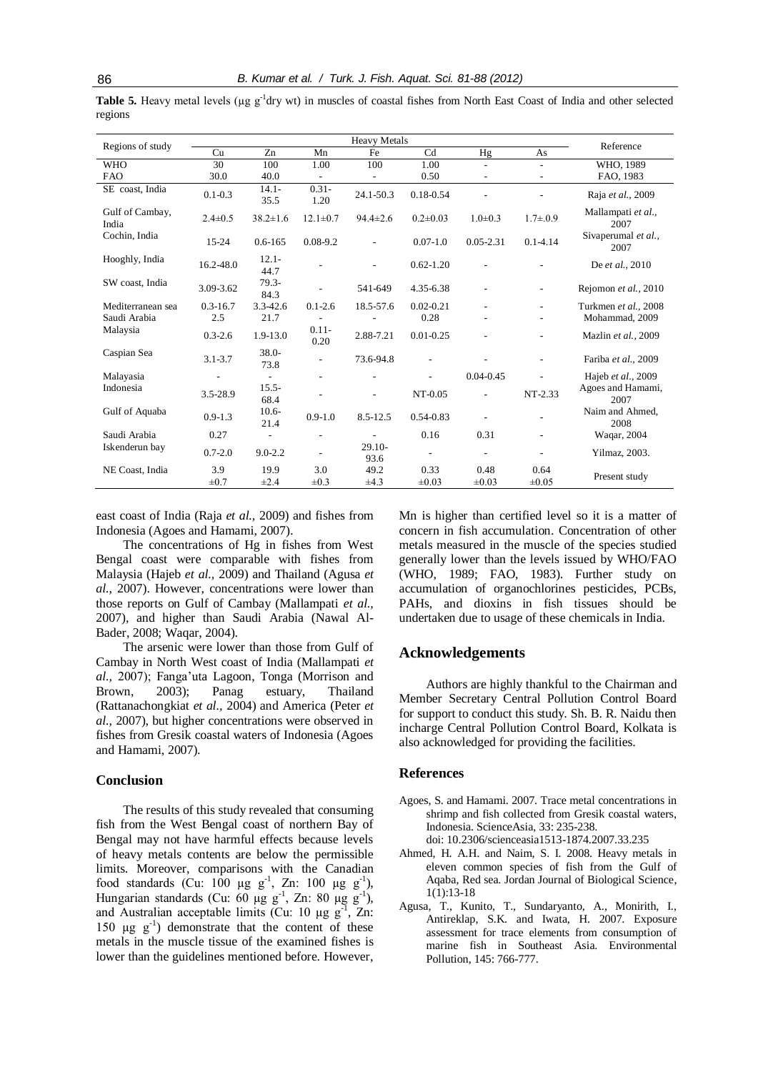**Table 5.** Heavy metal levels (µg g$^{-1}$dry wt) in muscles of coastal fishes from North East Coast of India and other selected regions

| Regions of study | Heavy Metals | | | | | | | Reference |
|---|---|---|---|---|---|---|---|---|
| | Cu | Zn | Mn | Fe | Cd | Hg | As | |
| WHO | 30 | 100 | 1.00 | 100 | 1.00 | - | - | WHO, 1989 |
| FAO | 30.0 | 40.0 | - | - | 0.50 | - | - | FAO, 1983 |
| SE coast, India | 0.1-0.3 | 14.1-35.5 | 0.31-1.20 | 24.1-50.3 | 0.18-0.54 | - | - | Raja *et al.*, 2009 |
| Gulf of Cambay, India | 2.4±0.5 | 38.2±1.6 | 12.1±0.7 | 94.4±2.6 | 0.2±0.03 | 1.0±0.3 | 1.7±.0.9 | Mallampati *et al.*, 2007 |
| Cochin, India | 15-24 | 0.6-165 | 0.08-9.2 | - | 0.07-1.0 | 0.05-2.31 | 0.1-4.14 | Sivaperumal *et al.*, 2007 |
| Hooghly, India | 16.2-48.0 | 12.1-44.7 | - | - | 0.62-1.20 | - | - | De *et al.*, 2010 |
| SW coast, India | 3.09-3.62 | 79.3-84.3 | - | 541-649 | 4.35-6.38 | - | - | Rejomon *et al.*, 2010 |
| Mediterranean sea | 0.3-16.7 | 3.3-42.6 | 0.1-2.6 | 18.5-57.6 | 0.02-0.21 | - | - | Turkmen *et al.*, 2008 |
| Saudi Arabia | 2.5 | 21.7 | - | - | 0.28 | - | - | Mohammad, 2009 |
| Malaysia | 0.3-2.6 | 1.9-13.0 | 0.11-0.20 | 2.88-7.21 | 0.01-0.25 | - | - | Mazlin *et al.*, 2009 |
| Caspian Sea | 3.1-3.7 | 38.0-73.8 | - | 73.6-94.8 | - | - | - | Fariba *et al.*, 2009 |
| Malayasia | - | - | - | - | - | 0.04-0.45 | - | Hajeb *et al.*, 2009 |
| Indonesia | 3.5-28.9 | 15.5-68.4 | - | - | NT-0.05 | - | NT-2.33 | Agoes and Hamami, 2007 |
| Gulf of Aquaba | 0.9-1.3 | 10.6-21.4 | 0.9-1.0 | 8.5-12.5 | 0.54-0.83 | - | - | Naim and Ahmed, 2008 |
| Saudi Arabia | 0.27 | - | - | - | 0.16 | 0.31 | - | Waqar, 2004 |
| Iskenderun bay | 0.7-2.0 | 9.0-2.2 | - | 29.10-93.6 | - | - | - | Yilmaz, 2003. |
| NE Coast, India | 3.9 ±0.7 | 19.9 ±2.4 | 3.0 ±0.3 | 49.2 ±4.3 | 0.33 ±0.03 | 0.48 ±0.03 | 0.64 ±0.05 | Present study |

east coast of India (Raja *et al.*, 2009) and fishes from Indonesia (Agoes and Hamami, 2007).

The concentrations of Hg in fishes from West Bengal coast were comparable with fishes from Malaysia (Hajeb *et al.*, 2009) and Thailand (Agusa *et al.*, 2007). However, concentrations were lower than those reports on Gulf of Cambay (Mallampati *et al.*, 2007), and higher than Saudi Arabia (Nawal Al-Bader, 2008; Waqar, 2004).

The arsenic were lower than those from Gulf of Cambay in North West coast of India (Mallampati *et al.*, 2007); Fanga'uta Lagoon, Tonga (Morrison and Brown, 2003); Panag estuary, Thailand (Rattanachongkiat *et al.*, 2004) and America (Peter *et al.*, 2007), but higher concentrations were observed in fishes from Gresik coastal waters of Indonesia (Agoes and Hamami, 2007).

## Conclusion

The results of this study revealed that consuming fish from the West Bengal coast of northern Bay of Bengal may not have harmful effects because levels of heavy metals contents are below the permissible limits. Moreover, comparisons with the Canadian food standards (Cu: 100 µg g$^{-1}$, Zn: 100 µg g$^{-1}$), Hungarian standards (Cu: 60 µg g$^{-1}$, Zn: 80 µg g$^{-1}$), and Australian acceptable limits (Cu: 10 µg g$^{-1}$, Zn: 150 µg g$^{-1}$) demonstrate that the content of these metals in the muscle tissue of the examined fishes is lower than the guidelines mentioned before. However, Mn is higher than certified level so it is a matter of concern in fish accumulation. Concentration of other metals measured in the muscle of the species studied generally lower than the levels issued by WHO/FAO (WHO, 1989; FAO, 1983). Further study on accumulation of organochlorines pesticides, PCBs, PAHs, and dioxins in fish tissues should be undertaken due to usage of these chemicals in India.

## Acknowledgements

Authors are highly thankful to the Chairman and Member Secretary Central Pollution Control Board for support to conduct this study. Sh. B. R. Naidu then incharge Central Pollution Control Board, Kolkata is also acknowledged for providing the facilities.

## References

- Agoes, S. and Hamami. 2007. Trace metal concentrations in shrimp and fish collected from Gresik coastal waters, Indonesia. ScienceAsia, 33: 235-238. doi: 10.2306/scienceasia1513-1874.2007.33.235
- Ahmed, H. A.H. and Naim, S. I. 2008. Heavy metals in eleven common species of fish from the Gulf of Aqaba, Red sea. Jordan Journal of Biological Science, 1(1):13-18
- Agusa, T., Kunito, T., Sundaryanto, A., Monirith, I., Antireklap, S.K. and Iwata, H. 2007. Exposure assessment for trace elements from consumption of marine fish in Southeast Asia. Environmental Pollution, 145: 766-777.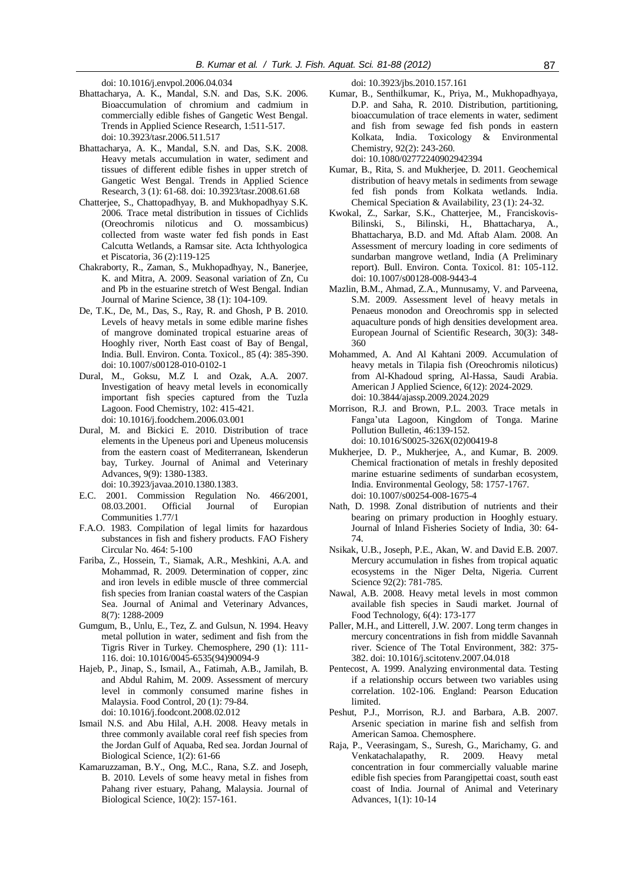doi: 10.1016/j.envpol.2006.04.034

Bhattacharya, A. K., Mandal, S.N. and Das, S.K. 2006. Bioaccumulation of chromium and cadmium in commercially edible fishes of Gangetic West Bengal. Trends in Applied Science Research, 1:511-517. doi: 10.3923/tasr.2006.511.517

Bhattacharya, A. K., Mandal, S.N. and Das, S.K. 2008. Heavy metals accumulation in water, sediment and tissues of different edible fishes in upper stretch of Gangetic West Bengal. Trends in Applied Science Research, 3 (1): 61-68. doi: 10.3923/tasr.2008.61.68

Chatterjee, S., Chattopadhyay, B. and Mukhopadhyay S.K. 2006. Trace metal distribution in tissues of Cichlids (Oreochromis niloticus and O. mossambicus) collected from waste water fed fish ponds in East Calcutta Wetlands, a Ramsar site. Acta Ichthyologica et Piscatoria, 36 (2):119-125

Chakraborty, R., Zaman, S., Mukhopadhyay, N., Banerjee, K. and Mitra, A. 2009. Seasonal variation of Zn, Cu and Pb in the estuarine stretch of West Bengal. Indian Journal of Marine Science, 38 (1): 104-109.

De, T.K., De, M., Das, S., Ray, R. and Ghosh, P B. 2010. Levels of heavy metals in some edible marine fishes of mangrove dominated tropical estuarine areas of Hooghly river, North East coast of Bay of Bengal, India. Bull. Environ. Conta. Toxicol., 85 (4): 385-390. doi: 10.1007/s00128-010-0102-1

Dural, M., Goksu, M.Z I. and Ozak, A.A. 2007. Investigation of heavy metal levels in economically important fish species captured from the Tuzla Lagoon. Food Chemistry, 102: 415-421. doi: 10.1016/j.foodchem.2006.03.001

Dural, M. and Bickici E. 2010. Distribution of trace elements in the Upeneus pori and Upeneus molucensis from the eastern coast of Mediterranean, Iskenderun bay, Turkey. Journal of Animal and Veterinary Advances, 9(9): 1380-1383. doi: 10.3923/javaa.2010.1380.1383.

E.C. 2001. Commission Regulation No. 466/2001, 08.03.2001. Official Journal of Europian Communities 1.77/1

F.A.O. 1983. Compilation of legal limits for hazardous substances in fish and fishery products. FAO Fishery Circular No. 464: 5-100

Fariba, Z., Hossein, T., Siamak, A.R., Meshkini, A.A. and Mohammad, R. 2009. Determination of copper, zinc and iron levels in edible muscle of three commercial fish species from Iranian coastal waters of the Caspian Sea. Journal of Animal and Veterinary Advances, 8(7): 1288-2009

Gumgum, B., Unlu, E., Tez, Z. and Gulsun, N. 1994. Heavy metal pollution in water, sediment and fish from the Tigris River in Turkey. Chemosphere, 290 (1): 111-116. doi: 10.1016/0045-6535(94)90094-9

Hajeb, P., Jinap, S., Ismail, A., Fatimah, A.B., Jamilah, B. and Abdul Rahim, M. 2009. Assessment of mercury level in commonly consumed marine fishes in Malaysia. Food Control, 20 (1): 79-84. doi: 10.1016/j.foodcont.2008.02.012

Ismail N.S. and Abu Hilal, A.H. 2008. Heavy metals in three commonly available coral reef fish species from the Jordan Gulf of Aquaba, Red sea. Jordan Journal of Biological Science, 1(2): 61-66

Kamaruzzaman, B.Y., Ong, M.C., Rana, S.Z. and Joseph, B. 2010. Levels of some heavy metal in fishes from Pahang river estuary, Pahang, Malaysia. Journal of Biological Science, 10(2): 157-161. doi: 10.3923/jbs.2010.157.161

Kumar, B., Senthilkumar, K., Priya, M., Mukhopadhyaya, D.P. and Saha, R. 2010. Distribution, partitioning, bioaccumulation of trace elements in water, sediment and fish from sewage fed fish ponds in eastern Kolkata, India. Toxicology & Environmental Chemistry, 92(2): 243-260. doi: 10.1080/02772240902942394

Kumar, B., Rita, S. and Mukherjee, D. 2011. Geochemical distribution of heavy metals in sediments from sewage fed fish ponds from Kolkata wetlands. India. Chemical Speciation & Availability, 23 (1): 24-32.

Kwokal, Z., Sarkar, S.K., Chatterjee, M., Franciskovis-Bilinski, S., Bilinski, H., Bhattacharya, A., Bhattacharya, B.D. and Md. Aftab Alam. 2008. An Assessment of mercury loading in core sediments of sundarban mangrove wetland, India (A Preliminary report). Bull. Environ. Conta. Toxicol. 81: 105-112. doi: 10.1007/s00128-008-9443-4

Mazlin, B.M., Ahmad, Z.A., Munnusamy, V. and Parveena, S.M. 2009. Assessment level of heavy metals in Penaeus monodon and Oreochromis spp in selected aquaculture ponds of high densities development area. European Journal of Scientific Research, 30(3): 348-360

Mohammed, A. And Al Kahtani 2009. Accumulation of heavy metals in Tilapia fish (Oreochromis niloticus) from Al-Khadoud spring, Al-Hassa, Saudi Arabia. American J Applied Science, 6(12): 2024-2029. doi: 10.3844/ajassp.2009.2024.2029

Morrison, R.J. and Brown, P.L. 2003. Trace metals in Fanga'uta Lagoon, Kingdom of Tonga. Marine Pollution Bulletin, 46:139-152. doi: 10.1016/S0025-326X(02)00419-8

Mukherjee, D. P., Mukherjee, A., and Kumar, B. 2009. Chemical fractionation of metals in freshly deposited marine estuarine sediments of sundarban ecosystem, India. Environmental Geology, 58: 1757-1767. doi: 10.1007/s00254-008-1675-4

Nath, D. 1998. Zonal distribution of nutrients and their bearing on primary production in Hooghly estuary. Journal of Inland Fisheries Society of India, 30: 64-74.

Nsikak, U.B., Joseph, P.E., Akan, W. and David E.B. 2007. Mercury accumulation in fishes from tropical aquatic ecosystems in the Niger Delta, Nigeria. Current Science 92(2): 781-785.

Nawal, A.B. 2008. Heavy metal levels in most common available fish species in Saudi market. Journal of Food Technology, 6(4): 173-177

Paller, M.H., and Litterell, J.W. 2007. Long term changes in mercury concentrations in fish from middle Savannah river. Science of The Total Environment, 382: 375-382. doi: 10.1016/j.scitotenv.2007.04.018

Pentecost, A. 1999. Analyzing environmental data. Testing if a relationship occurs between two variables using correlation. 102-106. England: Pearson Education limited.

Peshut, P.J., Morrison, R.J. and Barbara, A.B. 2007. Arsenic speciation in marine fish and selfish from American Samoa. Chemosphere.

Raja, P., Veerasingam, S., Suresh, G., Marichamy, G. and Venkatachalapathy, R. 2009. Heavy metal concentration in four commercially valuable marine edible fish species from Parangipettai coast, south east coast of India. Journal of Animal and Veterinary Advances, 1(1): 10-14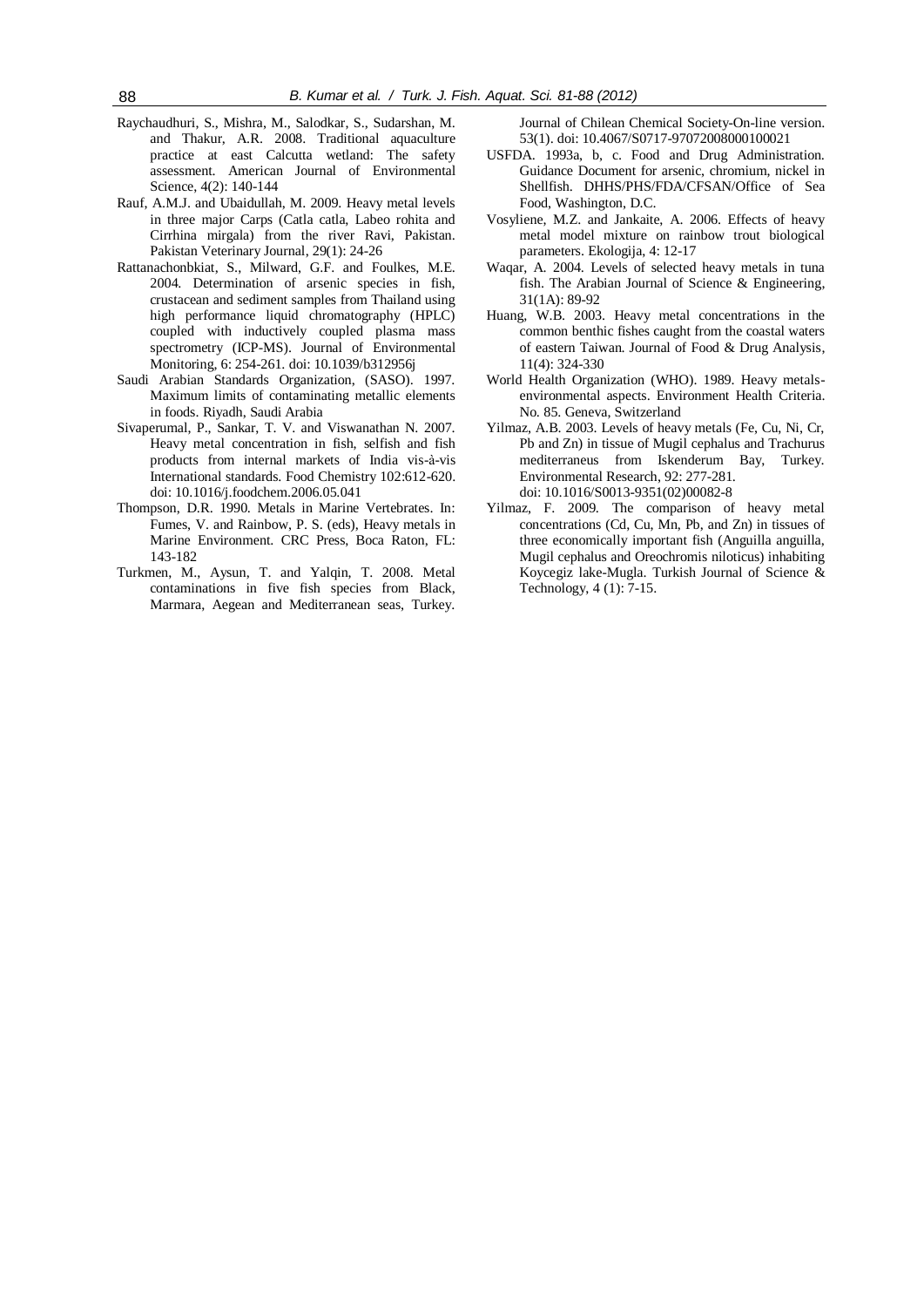Raychaudhuri, S., Mishra, M., Salodkar, S., Sudarshan, M. and Thakur, A.R. 2008. Traditional aquaculture practice at east Calcutta wetland: The safety assessment. American Journal of Environmental Science, 4(2): 140-144

Rauf, A.M.J. and Ubaidullah, M. 2009. Heavy metal levels in three major Carps (Catla catla, Labeo rohita and Cirrhina mirgala) from the river Ravi, Pakistan. Pakistan Veterinary Journal, 29(1): 24-26

Rattanachonbkiat, S., Milward, G.F. and Foulkes, M.E. 2004. Determination of arsenic species in fish, crustacean and sediment samples from Thailand using high performance liquid chromatography (HPLC) coupled with inductively coupled plasma mass spectrometry (ICP-MS). Journal of Environmental Monitoring, 6: 254-261. doi: 10.1039/b312956j

Saudi Arabian Standards Organization, (SASO). 1997. Maximum limits of contaminating metallic elements in foods. Riyadh, Saudi Arabia

Sivaperumal, P., Sankar, T. V. and Viswanathan N. 2007. Heavy metal concentration in fish, selfish and fish products from internal markets of India vis-à-vis International standards. Food Chemistry 102:612-620. doi: 10.1016/j.foodchem.2006.05.041

Thompson, D.R. 1990. Metals in Marine Vertebrates. In: Fumes, V. and Rainbow, P. S. (eds), Heavy metals in Marine Environment. CRC Press, Boca Raton, FL: 143-182

Turkmen, M., Aysun, T. and Yalqin, T. 2008. Metal contaminations in five fish species from Black, Marmara, Aegean and Mediterranean seas, Turkey. Journal of Chilean Chemical Society-On-line version. 53(1). doi: 10.4067/S0717-97072008000100021

USFDA. 1993a, b, c. Food and Drug Administration. Guidance Document for arsenic, chromium, nickel in Shellfish. DHHS/PHS/FDA/CFSAN/Office of Sea Food, Washington, D.C.

Vosyliene, M.Z. and Jankaite, A. 2006. Effects of heavy metal model mixture on rainbow trout biological parameters. Ekologija, 4: 12-17

Waqar, A. 2004. Levels of selected heavy metals in tuna fish. The Arabian Journal of Science & Engineering, 31(1A): 89-92

Huang, W.B. 2003. Heavy metal concentrations in the common benthic fishes caught from the coastal waters of eastern Taiwan. Journal of Food & Drug Analysis, 11(4): 324-330

World Health Organization (WHO). 1989. Heavy metals-environmental aspects. Environment Health Criteria. No. 85. Geneva, Switzerland

Yilmaz, A.B. 2003. Levels of heavy metals (Fe, Cu, Ni, Cr, Pb and Zn) in tissue of Mugil cephalus and Trachurus mediterraneus from Iskenderum Bay, Turkey. Environmental Research, 92: 277-281. doi: 10.1016/S0013-9351(02)00082-8

Yilmaz, F. 2009. The comparison of heavy metal concentrations (Cd, Cu, Mn, Pb, and Zn) in tissues of three economically important fish (Anguilla anguilla, Mugil cephalus and Oreochromis niloticus) inhabiting Koycegiz lake-Mugla. Turkish Journal of Science & Technology, 4 (1): 7-15.